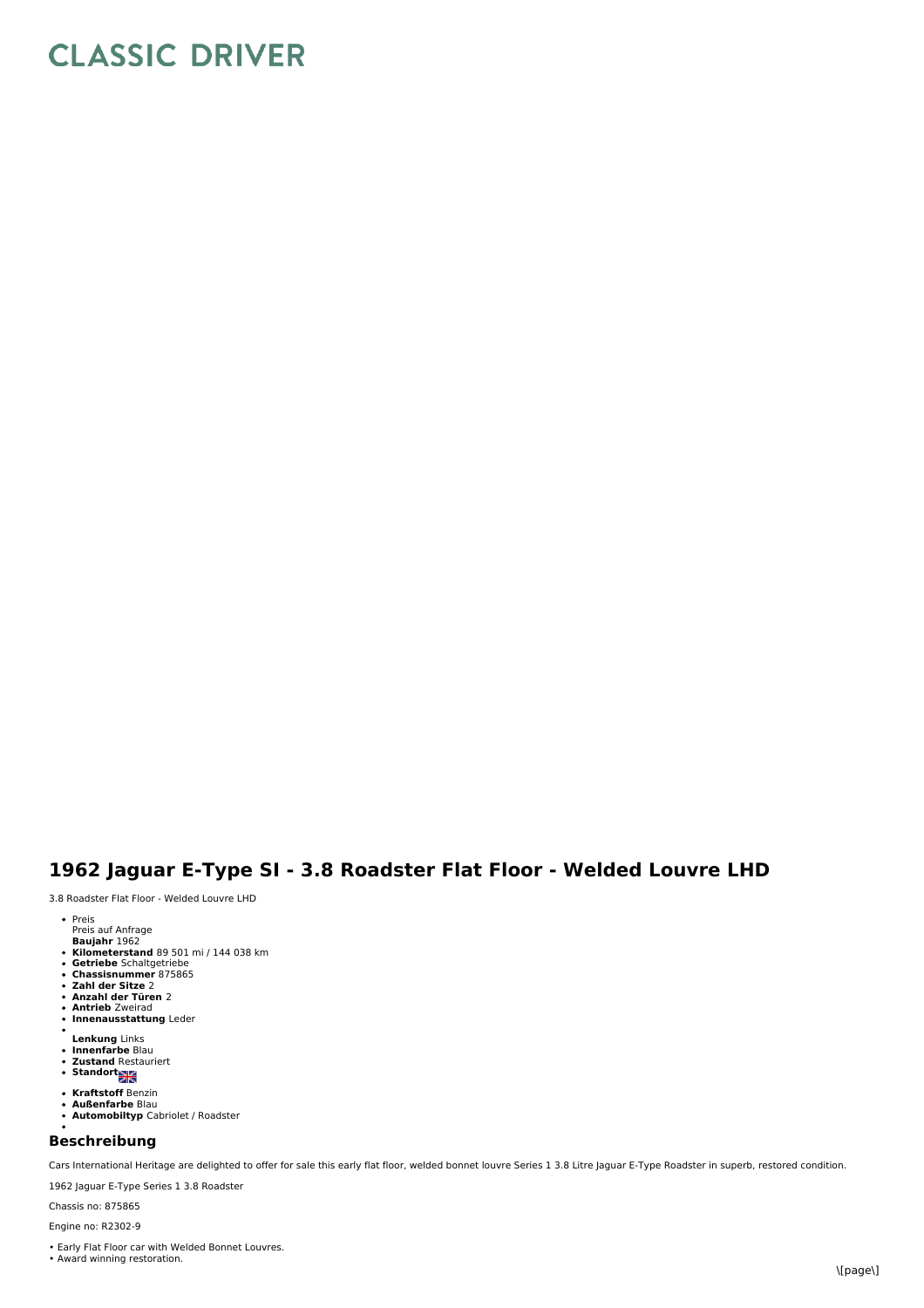# CLASSIC DRIVER

## 1962 Jaguar E-Type SI - 3.8 Roadster Flat Floor - Welded Louvre LHD

3.8 Roadster Flat Floor - Welded Louvre LHD

- Preis
  Preis auf Anfrage
  **Baujahr** 1962
- **Kilometerstand** 89 501 mi / 144 038 km
- **Getriebe** Schaltgetriebe
- **Chassisnummer** 875865
- **Zahl der Sitze** 2
- **Anzahl der Türen** 2
- **Antrieb** Zweirad
- **Innenausstattung** Leder
- 
  **Lenkung** Links
- **Innenfarbe** Blau
- **Zustand** Restauriert
- **Standort**
- **Kraftstoff** Benzin
- **Außenfarbe** Blau
- **Automobiltyp** Cabriolet / Roadster

## Beschreibung

Cars International Heritage are delighted to offer for sale this early flat floor, welded bonnet louvre Series 1 3.8 Litre Jaguar E-Type Roadster in superb, restored condition.

1962 Jaguar E-Type Series 1 3.8 Roadster

Chassis no: 875865

Engine no: R2302-9

• Early Flat Floor car with Welded Bonnet Louvres.
• Award winning restoration.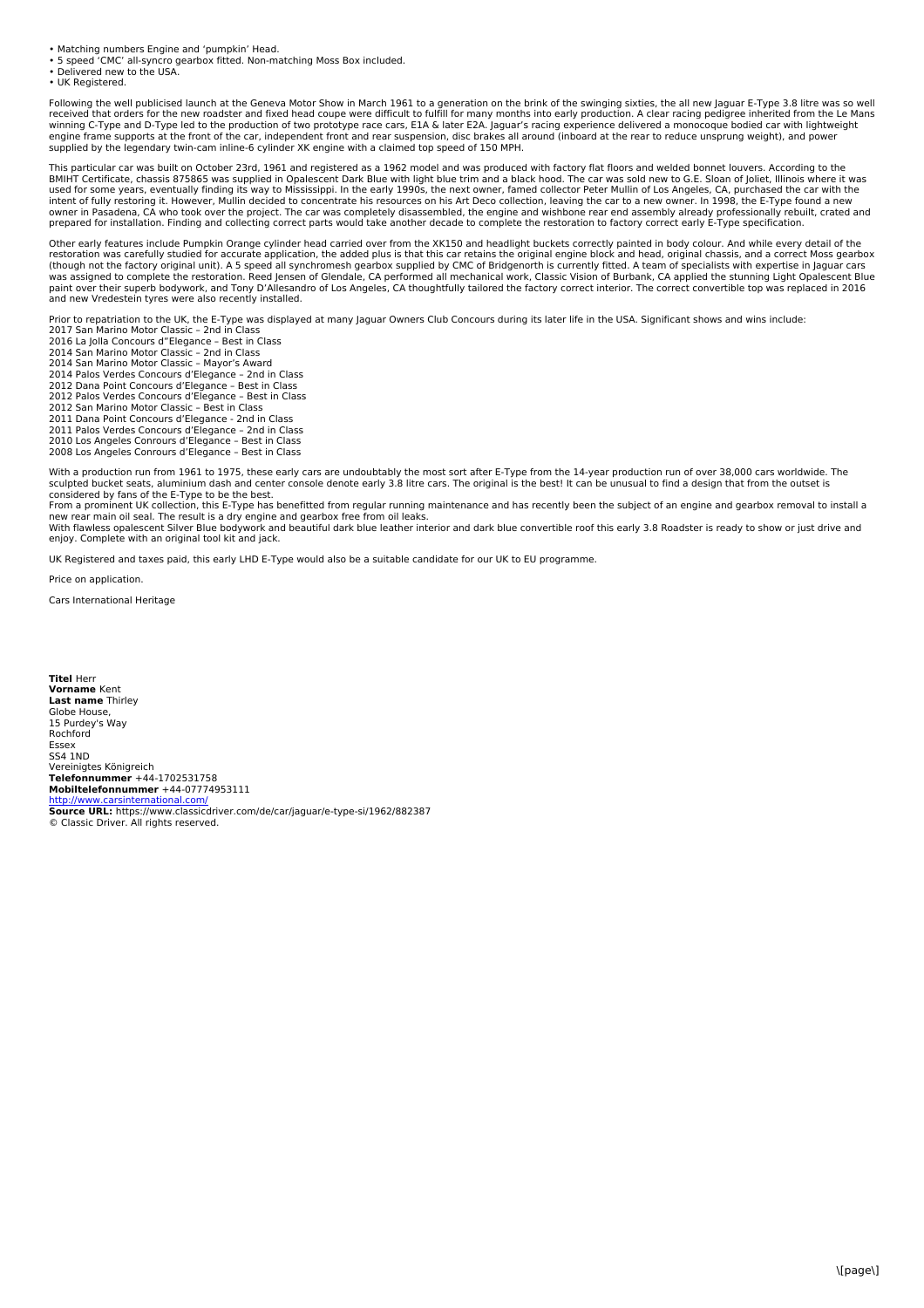- Matching numbers Engine and 'pumpkin' Head.
- 5 speed 'CMC' all-syncro gearbox fitted. Non-matching Moss Box included.
- Delivered new to the USA.
- UK Registered.

Following the well publicised launch at the Geneva Motor Show in March 1961 to a generation on the brink of the swinging sixties, the all new Jaguar E-Type 3.8 litre was so well received that orders for the new roadster and fixed head coupe were difficult to fulfill for many months into early production. A clear racing pedigree inherited from the Le Mans winning C-Type and D-Type led to the production of two prototype race cars, E1A & later E2A. Jaguar's racing experience delivered a monocoque bodied car with lightweight engine frame supports at the front of the car, independent front and rear suspension, disc brakes all around (inboard at the rear to reduce unsprung weight), and power supplied by the legendary twin-cam inline-6 cylinder XK engine with a claimed top speed of 150 MPH.

This particular car was built on October 23rd, 1961 and registered as a 1962 model and was produced with factory flat floors and welded bonnet louvers. According to the BMIHT Certificate, chassis 875865 was supplied in Opalescent Dark Blue with light blue trim and a black hood. The car was sold new to G.E. Sloan of Joliet, Illinois where it was used for some years, eventually finding its way to Mississippi. In the early 1990s, the next owner, famed collector Peter Mullin of Los Angeles, CA, purchased the car with the intent of fully restoring it. However, Mullin decided to concentrate his resources on his Art Deco collection, leaving the car to a new owner. In 1998, the E-Type found a new owner in Pasadena, CA who took over the project. The car was completely disassembled, the engine and wishbone rear end assembly already professionally rebuilt, crated and prepared for installation. Finding and collecting correct parts would take another decade to complete the restoration to factory correct early E-Type specification.

Other early features include Pumpkin Orange cylinder head carried over from the XK150 and headlight buckets correctly painted in body colour. And while every detail of the restoration was carefully studied for accurate application, the added plus is that this car retains the original engine block and head, original chassis, and a correct Moss gearbox (though not the factory original unit). A 5 speed all synchromesh gearbox supplied by CMC of Bridgenorth is currently fitted. A team of specialists with expertise in Jaguar cars was assigned to complete the restoration. Reed Jensen of Glendale, CA performed all mechanical work, Classic Vision of Burbank, CA applied the stunning Light Opalescent Blue paint over their superb bodywork, and Tony D'Allesandro of Los Angeles, CA thoughtfully tailored the factory correct interior. The correct convertible top was replaced in 2016 and new Vredestein tyres were also recently installed.

Prior to repatriation to the UK, the E-Type was displayed at many Jaguar Owners Club Concours during its later life in the USA. Significant shows and wins include:
2017 San Marino Motor Classic – 2nd in Class
2016 La Jolla Concours d"Elegance – Best in Class
2014 San Marino Motor Classic – 2nd in Class
2014 San Marino Motor Classic – Mayor's Award
2014 Palos Verdes Concours d'Elegance – 2nd in Class
2012 Dana Point Concours d'Elegance – Best in Class
2012 Palos Verdes Concours d'Elegance – Best in Class
2012 San Marino Motor Classic – Best in Class
2011 Dana Point Concours d'Elegance - 2nd in Class
2011 Palos Verdes Concours d'Elegance – 2nd in Class
2010 Los Angeles Conrours d'Elegance – Best in Class
2008 Los Angeles Conrours d'Elegance – Best in Class

With a production run from 1961 to 1975, these early cars are undoubtably the most sort after E-Type from the 14-year production run of over 38,000 cars worldwide. The sculpted bucket seats, aluminium dash and center console denote early 3.8 litre cars. The original is the best! It can be unusual to find a design that from the outset is considered by fans of the E-Type to be the best.
From a prominent UK collection, this E-Type has benefitted from regular running maintenance and has recently been the subject of an engine and gearbox removal to install a new rear main oil seal. The result is a dry engine and gearbox free from oil leaks.
With flawless opalescent Silver Blue bodywork and beautiful dark blue leather interior and dark blue convertible roof this early 3.8 Roadster is ready to show or just drive and enjoy. Complete with an original tool kit and jack.

UK Registered and taxes paid, this early LHD E-Type would also be a suitable candidate for our UK to EU programme.

Price on application.

Cars International Heritage

**Titel** Herr
**Vorname** Kent
**Last name** Thirley
Globe House,
15 Purdey's Way
Rochford
Essex
SS4 1ND
Vereinigtes Königreich
**Telefonnummer** +44-1702531758
**Mobiltelefonnummer** +44-07774953111
http://www.carsinternational.com/
**Source URL:** https://www.classicdriver.com/de/car/jaguar/e-type-si/1962/882387
© Classic Driver. All rights reserved.